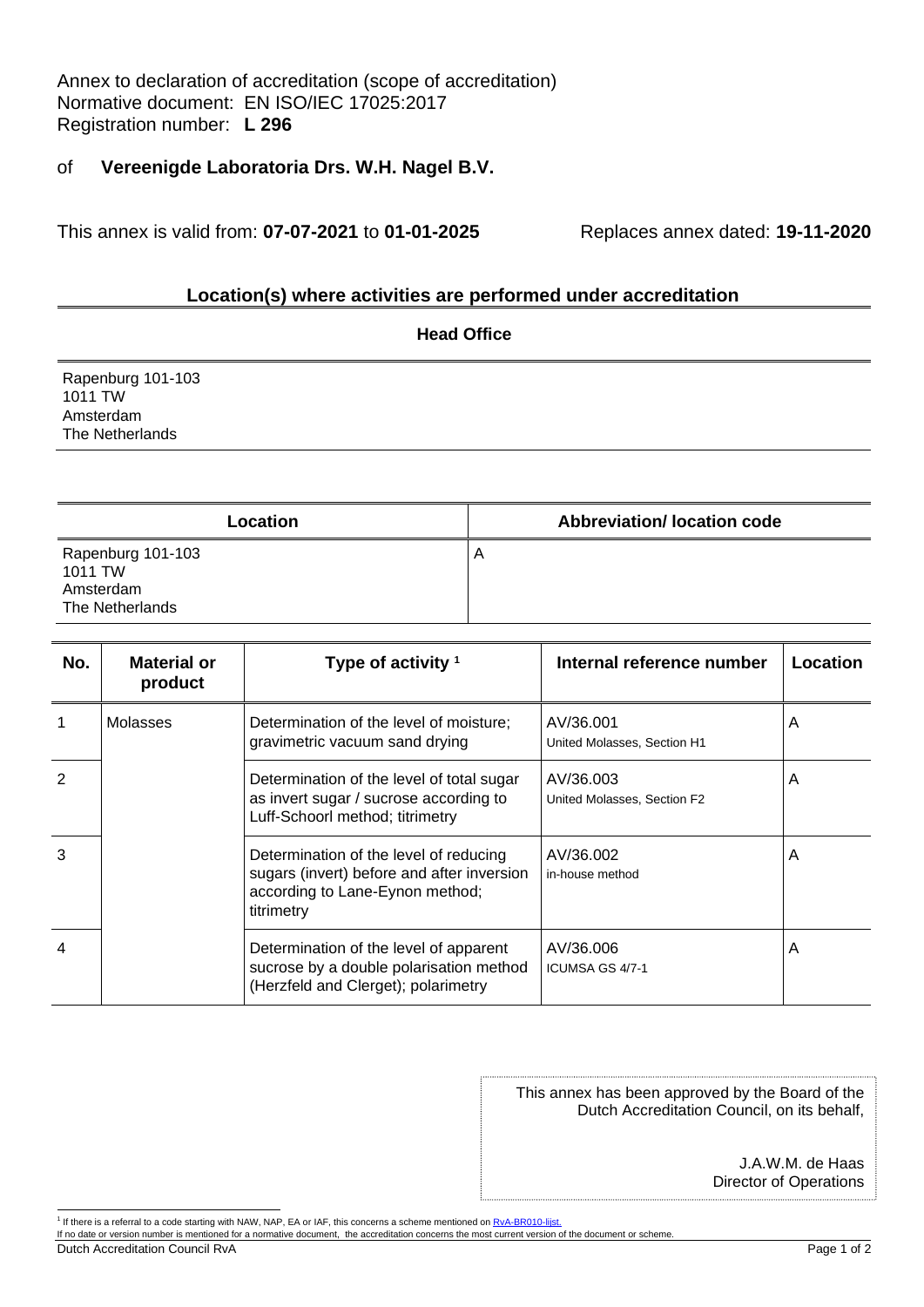Annex to declaration of accreditation (scope of accreditation)
Normative document: EN ISO/IEC 17025:2017
Registration number: **L 296**

of **Vereenigde Laboratoria Drs. W.H. Nagel B.V.**

This annex is valid from: **07-07-2021** to **01-01-2025** Replaces annex dated: **19-11-2020**

## Location(s) where activities are performed under accreditation

| Head Office |
|---|
| Rapenburg 101-103<br>1011 TW<br>Amsterdam<br>The Netherlands |

| Location | Abbreviation/ location code |
|---|---|
| Rapenburg 101-103<br>1011 TW<br>Amsterdam<br>The Netherlands | A |

| No. | Material or product | Type of activity [1] | Internal reference number | Location |
|---|---|---|---|---|
| 1 | Molasses | Determination of the level of moisture; gravimetric vacuum sand drying | AV/36.001<br>United Molasses, Section H1 | A |
| 2 | | Determination of the level of total sugar as invert sugar / sucrose according to Luff-Schoorl method; titrimetry | AV/36.003<br>United Molasses, Section F2 | A |
| 3 | | Determination of the level of reducing sugars (invert) before and after inversion according to Lane-Eynon method; titrimetry | AV/36.002<br>in-house method | A |
| 4 | | Determination of the level of apparent sucrose by a double polarisation method (Herzfeld and Clerget); polarimetry | AV/36.006<br>ICUMSA GS 4/7-1 | A |

This annex has been approved by the Board of the Dutch Accreditation Council, on its behalf,

J.A.W.M. de Haas
Director of Operations

[1] If there is a referral to a code starting with NAW, NAP, EA or IAF, this concerns a scheme mentioned on RvA-BR010-lijst.
If no date or version number is mentioned for a normative document, the accreditation concerns the most current version of the document or scheme.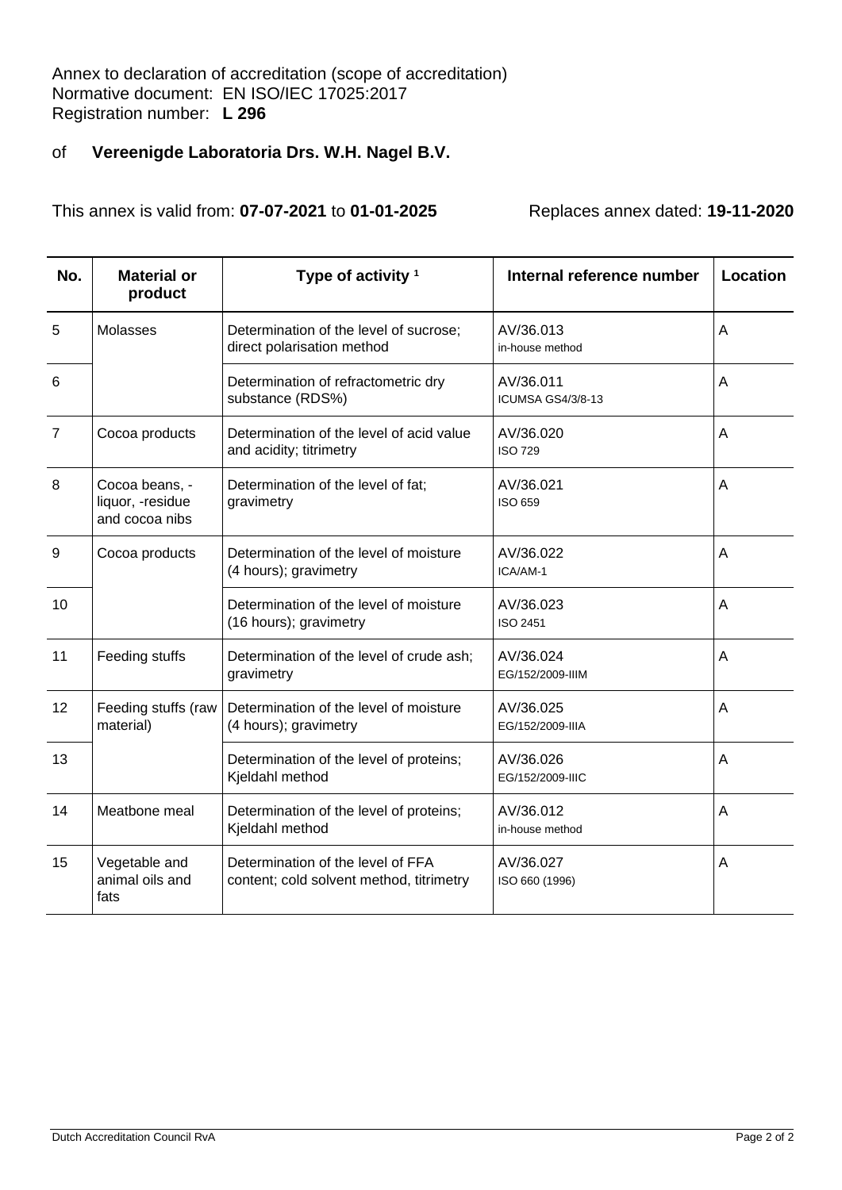Annex to declaration of accreditation (scope of accreditation)
Normative document: EN ISO/IEC 17025:2017
Registration number: **L 296**

of **Vereenigde Laboratoria Drs. W.H. Nagel B.V.**

This annex is valid from: **07-07-2021** to **01-01-2025** Replaces annex dated: **19-11-2020**

| No. | Material or product | Type of activity [1] | Internal reference number | Location |
|---|---|---|---|---|
| 5 | Molasses | Determination of the level of sucrose; direct polarisation method | AV/36.013 in-house method | A |
| 6 | | Determination of refractometric dry substance (RDS%) | AV/36.011 ICUMSA GS4/3/8-13 | A |
| 7 | Cocoa products | Determination of the level of acid value and acidity; titrimetry | AV/36.020 ISO 729 | A |
| 8 | Cocoa beans, -liquor, -residue and cocoa nibs | Determination of the level of fat; gravimetry | AV/36.021 ISO 659 | A |
| 9 | Cocoa products | Determination of the level of moisture (4 hours); gravimetry | AV/36.022 ICA/AM-1 | A |
| 10 | | Determination of the level of moisture (16 hours); gravimetry | AV/36.023 ISO 2451 | A |
| 11 | Feeding stuffs | Determination of the level of crude ash; gravimetry | AV/36.024 EG/152/2009-IIIM | A |
| 12 | Feeding stuffs (raw material) | Determination of the level of moisture (4 hours); gravimetry | AV/36.025 EG/152/2009-IIIA | A |
| 13 | | Determination of the level of proteins; Kjeldahl method | AV/36.026 EG/152/2009-IIIC | A |
| 14 | Meatbone meal | Determination of the level of proteins; Kjeldahl method | AV/36.012 in-house method | A |
| 15 | Vegetable and animal oils and fats | Determination of the level of FFA content; cold solvent method, titrimetry | AV/36.027 ISO 660 (1996) | A |

Dutch Accreditation Council RvA